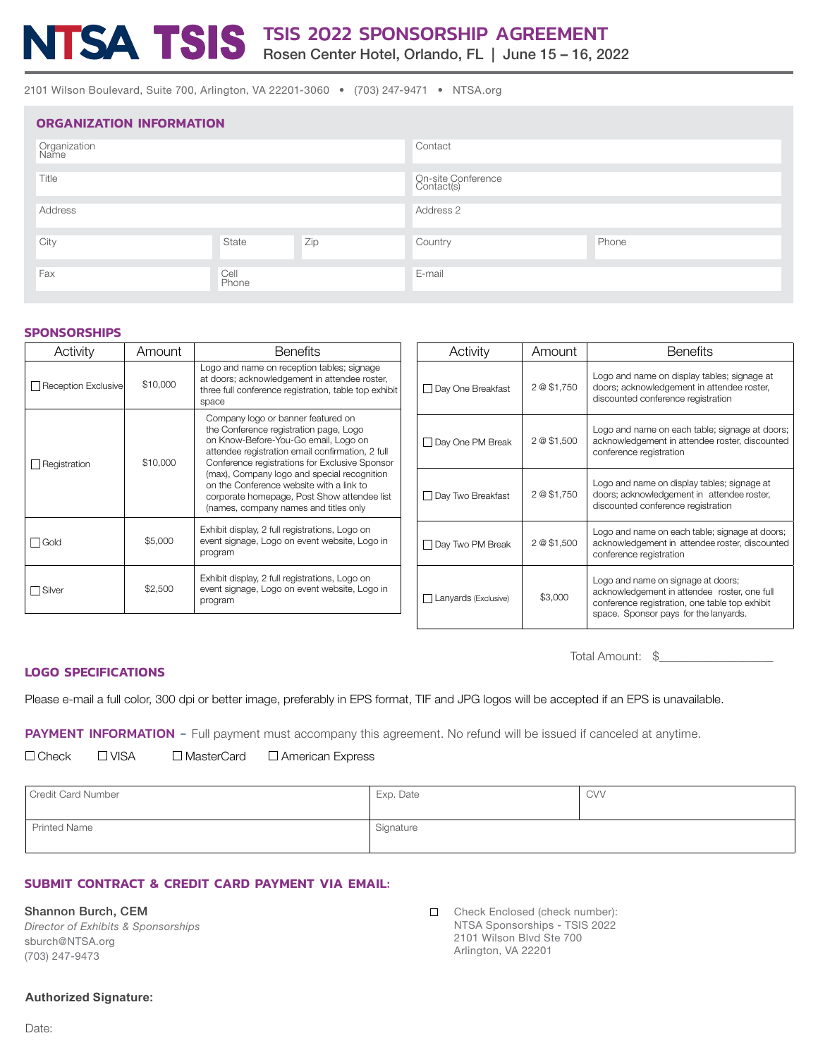# NTSA TSIS

## TSIS 2022 SPONSORSHIP AGREEMENT

Rosen Center Hotel, Orlando, FL | June 15 – 16, 2022

2101 Wilson Boulevard, Suite 700, Arlington, VA 22201-3060 • (703) 247-9471 • NTSA.org

## ORGANIZATION INFORMATION

| | | | | |
|---|---|---|---|---|
| Organization Name | | | Contact | |
| Title | | | On-site Conference Contact(s) | |
| Address | | | Address 2 | |
| City | State | Zip | Country | Phone |
| Fax | Cell Phone | | E-mail | |

## SPONSORSHIPS

| Activity | Amount | Benefits |
|---|---|---|
| ☐ Reception Exclusive | $10,000 | Logo and name on reception tables; signage at doors; acknowledgement in attendee roster, three full conference registration, table top exhibit space |
| ☐ Registration | $10,000 | Company logo or banner featured on the Conference registration page, Logo on Know-Before-You-Go email, Logo on attendee registration email confirmation, 2 full Conference registrations for Exclusive Sponsor (max), Company logo and special recognition on the Conference website with a link to corporate homepage, Post Show attendee list (names, company names and titles only |
| ☐ Gold | $5,000 | Exhibit display, 2 full registrations, Logo on event signage, Logo on event website, Logo in program |
| ☐ Silver | $2,500 | Exhibit display, 2 full registrations, Logo on event signage, Logo on event website, Logo in program |

| Activity | Amount | Benefits |
|---|---|---|
| ☐ Day One Breakfast | 2 @ $1,750 | Logo and name on display tables; signage at doors; acknowledgement in attendee roster, discounted conference registration |
| ☐ Day One PM Break | 2 @ $1,500 | Logo and name on each table; signage at doors; acknowledgement in attendee roster, discounted conference registration |
| ☐ Day Two Breakfast | 2 @ $1,750 | Logo and name on display tables; signage at doors; acknowledgement in attendee roster, discounted conference registration |
| ☐ Day Two PM Break | 2 @ $1,500 | Logo and name on each table; signage at doors; acknowledgement in attendee roster, discounted conference registration |
| ☐ Lanyards (Exclusive) | $3,000 | Logo and name on signage at doors; acknowledgement in attendee roster, one full conference registration, one table top exhibit space. Sponsor pays for the lanyards. |

Total Amount: $__________________

## LOGO SPECIFICATIONS

Please e-mail a full color, 300 dpi or better image, preferably in EPS format, TIF and JPG logos will be accepted if an EPS is unavailable.

## PAYMENT INFORMATION – Full payment must accompany this agreement. No refund will be issued if canceled at anytime.

☐ Check ☐ VISA ☐ MasterCard ☐ American Express

| | | |
|---|---|---|
| Credit Card Number | Exp. Date | CVV |
| Printed Name | Signature | |

## SUBMIT CONTRACT & CREDIT CARD PAYMENT VIA EMAIL:

Shannon Burch, CEM
*Director of Exhibits & Sponsorships*
sburch@NTSA.org
(703) 247-9473

☐ Check Enclosed (check number):
NTSA Sponsorships - TSIS 2022
2101 Wilson Blvd Ste 700
Arlington, VA 22201

**Authorized Signature:**

Date: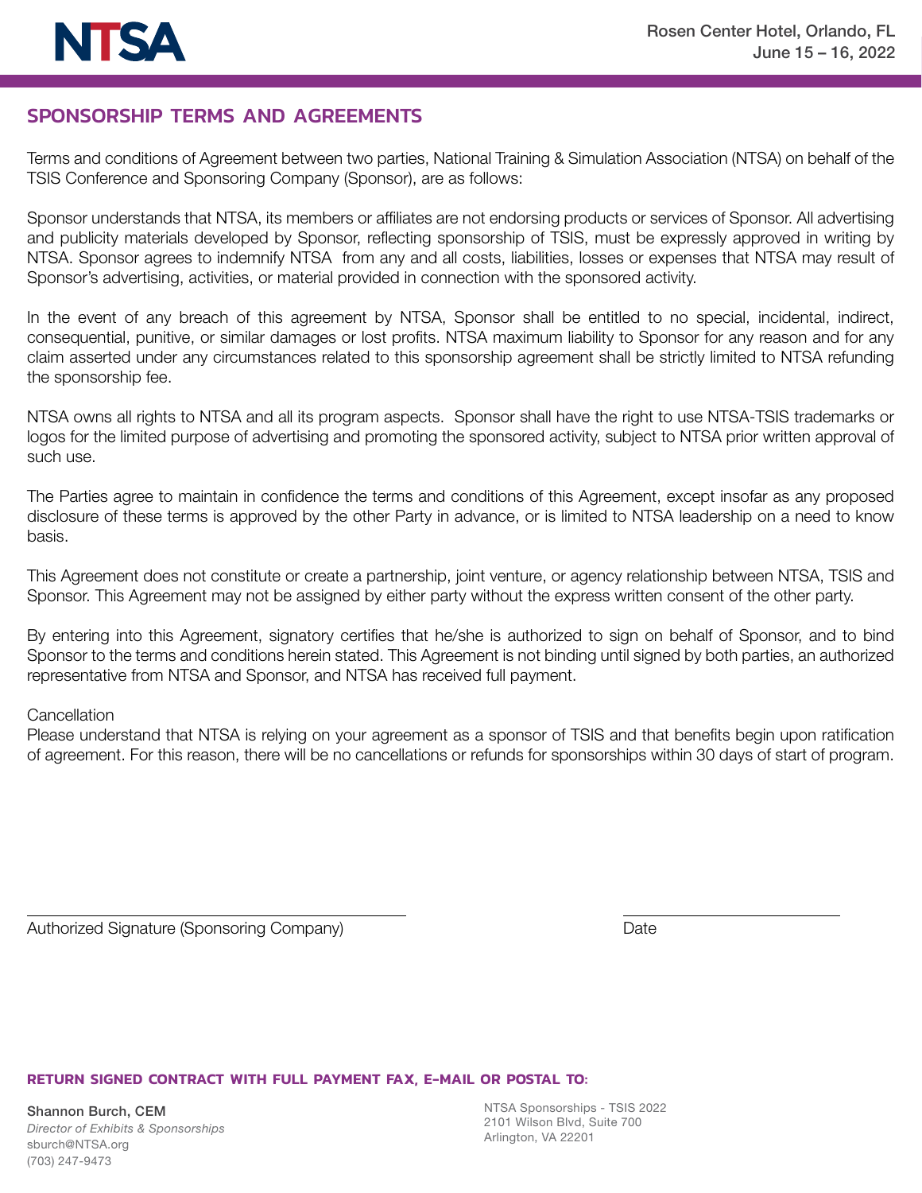## SPONSORSHIP TERMS AND AGREEMENTS

Terms and conditions of Agreement between two parties, National Training & Simulation Association (NTSA) on behalf of the TSIS Conference and Sponsoring Company (Sponsor), are as follows:

Sponsor understands that NTSA, its members or affiliates are not endorsing products or services of Sponsor. All advertising and publicity materials developed by Sponsor, reflecting sponsorship of TSIS, must be expressly approved in writing by NTSA. Sponsor agrees to indemnify NTSA from any and all costs, liabilities, losses or expenses that NTSA may result of Sponsor's advertising, activities, or material provided in connection with the sponsored activity.

In the event of any breach of this agreement by NTSA, Sponsor shall be entitled to no special, incidental, indirect, consequential, punitive, or similar damages or lost profits. NTSA maximum liability to Sponsor for any reason and for any claim asserted under any circumstances related to this sponsorship agreement shall be strictly limited to NTSA refunding the sponsorship fee.

NTSA owns all rights to NTSA and all its program aspects. Sponsor shall have the right to use NTSA-TSIS trademarks or logos for the limited purpose of advertising and promoting the sponsored activity, subject to NTSA prior written approval of such use.

The Parties agree to maintain in confidence the terms and conditions of this Agreement, except insofar as any proposed disclosure of these terms is approved by the other Party in advance, or is limited to NTSA leadership on a need to know basis.

This Agreement does not constitute or create a partnership, joint venture, or agency relationship between NTSA, TSIS and Sponsor. This Agreement may not be assigned by either party without the express written consent of the other party.

By entering into this Agreement, signatory certifies that he/she is authorized to sign on behalf of Sponsor, and to bind Sponsor to the terms and conditions herein stated. This Agreement is not binding until signed by both parties, an authorized representative from NTSA and Sponsor, and NTSA has received full payment.

Cancellation

Please understand that NTSA is relying on your agreement as a sponsor of TSIS and that benefits begin upon ratification of agreement. For this reason, there will be no cancellations or refunds for sponsorships within 30 days of start of program.

Authorized Signature (Sponsoring Company) ______________________ Date ______________

**RETURN SIGNED CONTRACT WITH FULL PAYMENT FAX, E-MAIL OR POSTAL TO:**

Shannon Burch, CEM
*Director of Exhibits & Sponsorships*
sburch@NTSA.org
(703) 247-9473

NTSA Sponsorships - TSIS 2022
2101 Wilson Blvd, Suite 700
Arlington, VA 22201